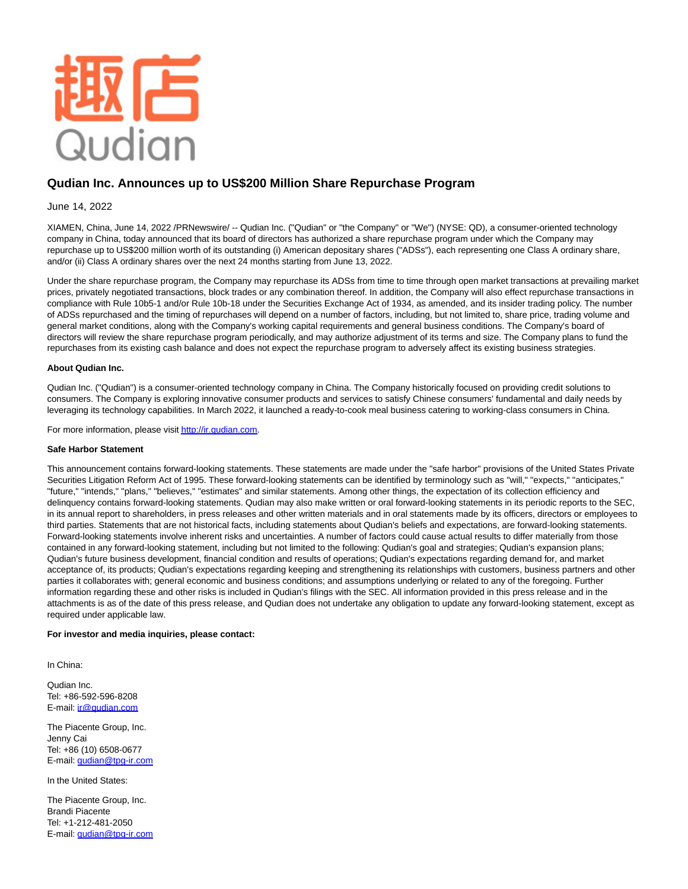# Qudian Inc. Announces up to US$200 Million Share Repurchase Program

June 14, 2022

XIAMEN, China, June 14, 2022 /PRNewswire/ -- Qudian Inc. ("Qudian" or "the Company" or "We") (NYSE: QD), a consumer-oriented technology company in China, today announced that its board of directors has authorized a share repurchase program under which the Company may repurchase up to US$200 million worth of its outstanding (i) American depositary shares ("ADSs"), each representing one Class A ordinary share, and/or (ii) Class A ordinary shares over the next 24 months starting from June 13, 2022.

Under the share repurchase program, the Company may repurchase its ADSs from time to time through open market transactions at prevailing market prices, privately negotiated transactions, block trades or any combination thereof. In addition, the Company will also effect repurchase transactions in compliance with Rule 10b5-1 and/or Rule 10b-18 under the Securities Exchange Act of 1934, as amended, and its insider trading policy. The number of ADSs repurchased and the timing of repurchases will depend on a number of factors, including, but not limited to, share price, trading volume and general market conditions, along with the Company's working capital requirements and general business conditions. The Company's board of directors will review the share repurchase program periodically, and may authorize adjustment of its terms and size. The Company plans to fund the repurchases from its existing cash balance and does not expect the repurchase program to adversely affect its existing business strategies.

**About Qudian Inc.**

Qudian Inc. ("Qudian") is a consumer-oriented technology company in China. The Company historically focused on providing credit solutions to consumers. The Company is exploring innovative consumer products and services to satisfy Chinese consumers' fundamental and daily needs by leveraging its technology capabilities. In March 2022, it launched a ready-to-cook meal business catering to working-class consumers in China.

For more information, please visit http://ir.qudian.com.

**Safe Harbor Statement**

This announcement contains forward-looking statements. These statements are made under the "safe harbor" provisions of the United States Private Securities Litigation Reform Act of 1995. These forward-looking statements can be identified by terminology such as "will," "expects," "anticipates," "future," "intends," "plans," "believes," "estimates" and similar statements. Among other things, the expectation of its collection efficiency and delinquency contains forward-looking statements. Qudian may also make written or oral forward-looking statements in its periodic reports to the SEC, in its annual report to shareholders, in press releases and other written materials and in oral statements made by its officers, directors or employees to third parties. Statements that are not historical facts, including statements about Qudian's beliefs and expectations, are forward-looking statements. Forward-looking statements involve inherent risks and uncertainties. A number of factors could cause actual results to differ materially from those contained in any forward-looking statement, including but not limited to the following: Qudian's goal and strategies; Qudian's expansion plans; Qudian's future business development, financial condition and results of operations; Qudian's expectations regarding demand for, and market acceptance of, its products; Qudian's expectations regarding keeping and strengthening its relationships with customers, business partners and other parties it collaborates with; general economic and business conditions; and assumptions underlying or related to any of the foregoing. Further information regarding these and other risks is included in Qudian's filings with the SEC. All information provided in this press release and in the attachments is as of the date of this press release, and Qudian does not undertake any obligation to update any forward-looking statement, except as required under applicable law.

**For investor and media inquiries, please contact:**

In China:

Qudian Inc.
Tel: +86-592-596-8208
E-mail: ir@qudian.com

The Piacente Group, Inc.
Jenny Cai
Tel: +86 (10) 6508-0677
E-mail: qudian@tpg-ir.com

In the United States:

The Piacente Group, Inc.
Brandi Piacente
Tel: +1-212-481-2050
E-mail: qudian@tpg-ir.com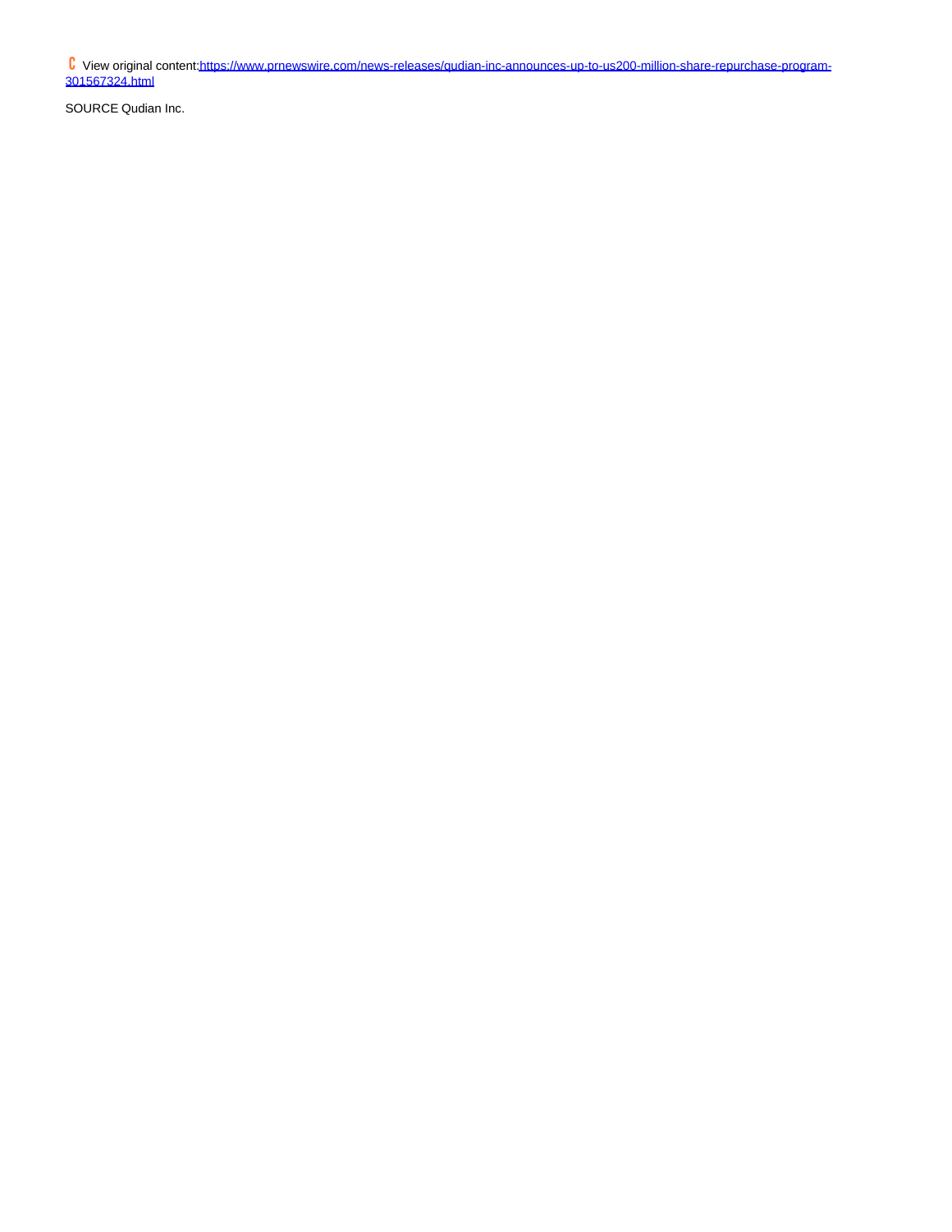View original content:https://www.prnewswire.com/news-releases/qudian-inc-announces-up-to-us200-million-share-repurchase-program-301567324.html

SOURCE Qudian Inc.